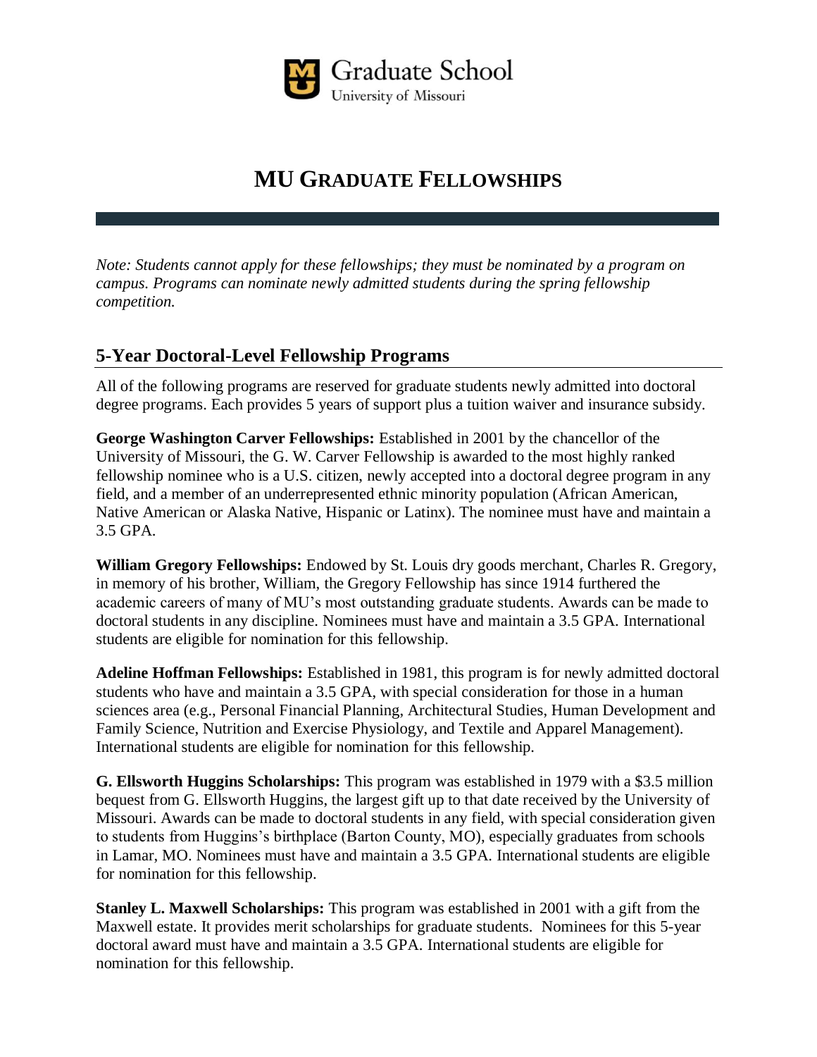Graduate School
University of Missouri

# MU Graduate Fellowships

*Note: Students cannot apply for these fellowships; they must be nominated by a program on campus. Programs can nominate newly admitted students during the spring fellowship competition.*

## 5-Year Doctoral-Level Fellowship Programs

All of the following programs are reserved for graduate students newly admitted into doctoral degree programs. Each provides 5 years of support plus a tuition waiver and insurance subsidy.

**George Washington Carver Fellowships:** Established in 2001 by the chancellor of the University of Missouri, the G. W. Carver Fellowship is awarded to the most highly ranked fellowship nominee who is a U.S. citizen, newly accepted into a doctoral degree program in any field, and a member of an underrepresented ethnic minority population (African American, Native American or Alaska Native, Hispanic or Latinx). The nominee must have and maintain a 3.5 GPA.

**William Gregory Fellowships:** Endowed by St. Louis dry goods merchant, Charles R. Gregory, in memory of his brother, William, the Gregory Fellowship has since 1914 furthered the academic careers of many of MU's most outstanding graduate students. Awards can be made to doctoral students in any discipline. Nominees must have and maintain a 3.5 GPA. International students are eligible for nomination for this fellowship.

**Adeline Hoffman Fellowships:** Established in 1981, this program is for newly admitted doctoral students who have and maintain a 3.5 GPA, with special consideration for those in a human sciences area (e.g., Personal Financial Planning, Architectural Studies, Human Development and Family Science, Nutrition and Exercise Physiology, and Textile and Apparel Management). International students are eligible for nomination for this fellowship.

**G. Ellsworth Huggins Scholarships:** This program was established in 1979 with a $3.5 million bequest from G. Ellsworth Huggins, the largest gift up to that date received by the University of Missouri. Awards can be made to doctoral students in any field, with special consideration given to students from Huggins's birthplace (Barton County, MO), especially graduates from schools in Lamar, MO. Nominees must have and maintain a 3.5 GPA. International students are eligible for nomination for this fellowship.

**Stanley L. Maxwell Scholarships:** This program was established in 2001 with a gift from the Maxwell estate. It provides merit scholarships for graduate students. Nominees for this 5-year doctoral award must have and maintain a 3.5 GPA. International students are eligible for nomination for this fellowship.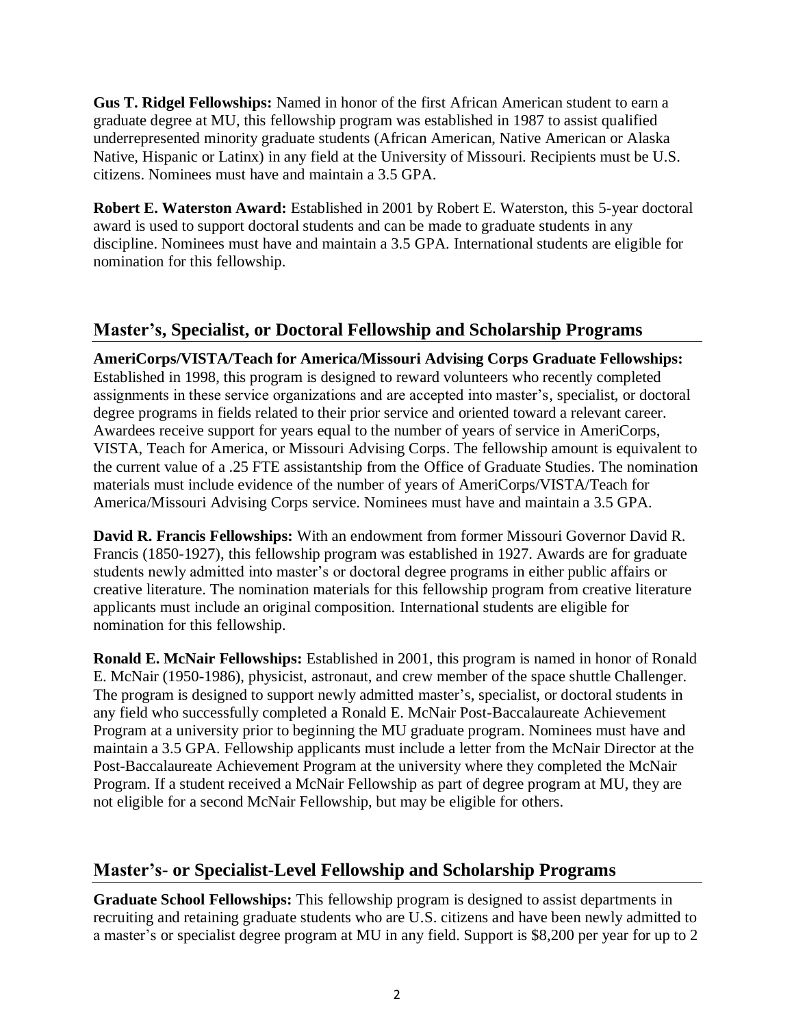**Gus T. Ridgel Fellowships:** Named in honor of the first African American student to earn a graduate degree at MU, this fellowship program was established in 1987 to assist qualified underrepresented minority graduate students (African American, Native American or Alaska Native, Hispanic or Latinx) in any field at the University of Missouri. Recipients must be U.S. citizens. Nominees must have and maintain a 3.5 GPA.

**Robert E. Waterston Award:** Established in 2001 by Robert E. Waterston, this 5-year doctoral award is used to support doctoral students and can be made to graduate students in any discipline. Nominees must have and maintain a 3.5 GPA. International students are eligible for nomination for this fellowship.

## Master's, Specialist, or Doctoral Fellowship and Scholarship Programs

**AmeriCorps/VISTA/Teach for America/Missouri Advising Corps Graduate Fellowships:** Established in 1998, this program is designed to reward volunteers who recently completed assignments in these service organizations and are accepted into master's, specialist, or doctoral degree programs in fields related to their prior service and oriented toward a relevant career. Awardees receive support for years equal to the number of years of service in AmeriCorps, VISTA, Teach for America, or Missouri Advising Corps. The fellowship amount is equivalent to the current value of a .25 FTE assistantship from the Office of Graduate Studies. The nomination materials must include evidence of the number of years of AmeriCorps/VISTA/Teach for America/Missouri Advising Corps service. Nominees must have and maintain a 3.5 GPA.

**David R. Francis Fellowships:** With an endowment from former Missouri Governor David R. Francis (1850-1927), this fellowship program was established in 1927. Awards are for graduate students newly admitted into master's or doctoral degree programs in either public affairs or creative literature. The nomination materials for this fellowship program from creative literature applicants must include an original composition. International students are eligible for nomination for this fellowship.

**Ronald E. McNair Fellowships:** Established in 2001, this program is named in honor of Ronald E. McNair (1950-1986), physicist, astronaut, and crew member of the space shuttle Challenger. The program is designed to support newly admitted master's, specialist, or doctoral students in any field who successfully completed a Ronald E. McNair Post-Baccalaureate Achievement Program at a university prior to beginning the MU graduate program. Nominees must have and maintain a 3.5 GPA. Fellowship applicants must include a letter from the McNair Director at the Post-Baccalaureate Achievement Program at the university where they completed the McNair Program. If a student received a McNair Fellowship as part of degree program at MU, they are not eligible for a second McNair Fellowship, but may be eligible for others.

## Master's- or Specialist-Level Fellowship and Scholarship Programs

**Graduate School Fellowships:** This fellowship program is designed to assist departments in recruiting and retaining graduate students who are U.S. citizens and have been newly admitted to a master's or specialist degree program at MU in any field. Support is $8,200 per year for up to 2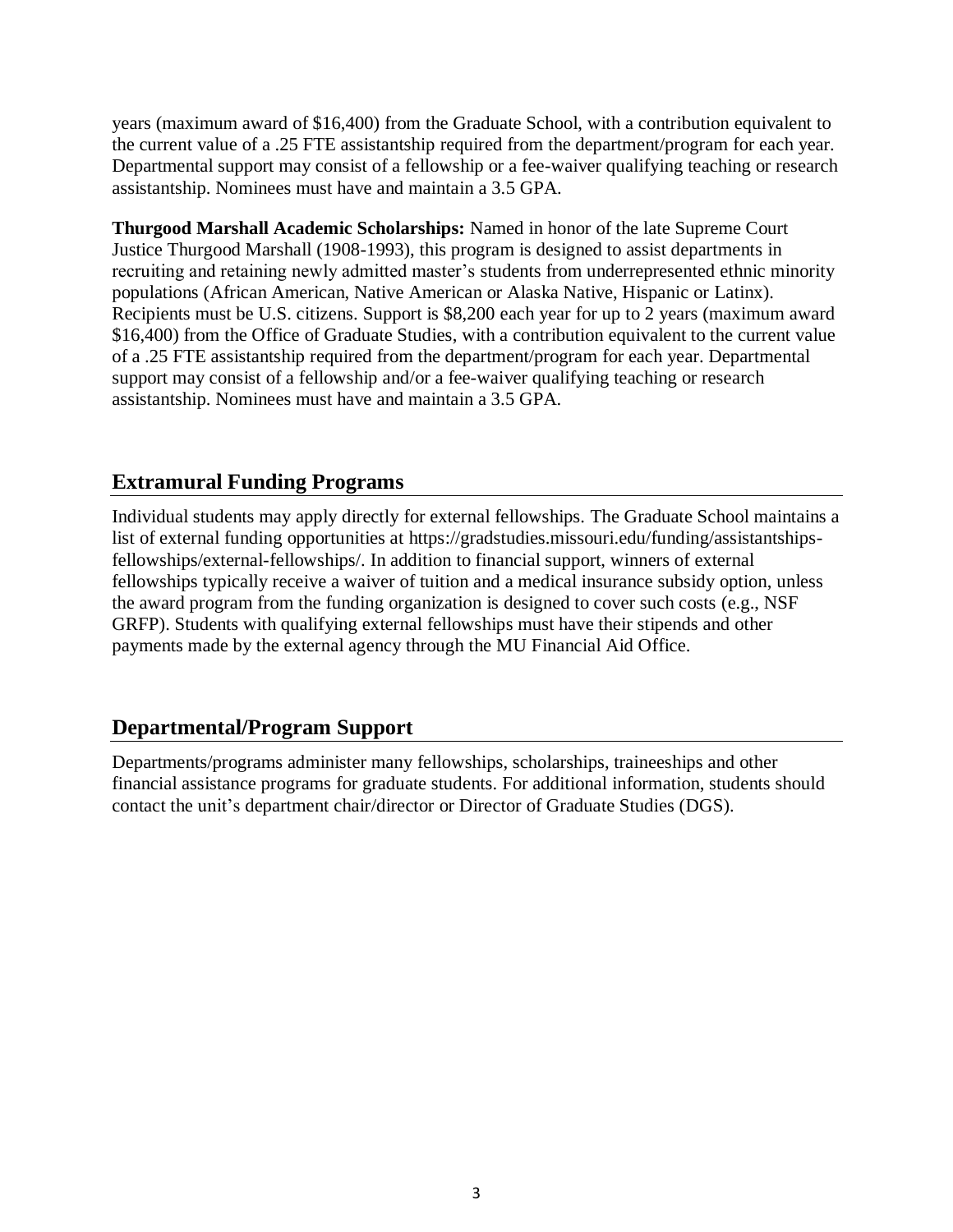years (maximum award of $16,400) from the Graduate School, with a contribution equivalent to the current value of a .25 FTE assistantship required from the department/program for each year. Departmental support may consist of a fellowship or a fee-waiver qualifying teaching or research assistantship. Nominees must have and maintain a 3.5 GPA.

**Thurgood Marshall Academic Scholarships:** Named in honor of the late Supreme Court Justice Thurgood Marshall (1908-1993), this program is designed to assist departments in recruiting and retaining newly admitted master's students from underrepresented ethnic minority populations (African American, Native American or Alaska Native, Hispanic or Latinx). Recipients must be U.S. citizens. Support is $8,200 each year for up to 2 years (maximum award $16,400) from the Office of Graduate Studies, with a contribution equivalent to the current value of a .25 FTE assistantship required from the department/program for each year. Departmental support may consist of a fellowship and/or a fee-waiver qualifying teaching or research assistantship. Nominees must have and maintain a 3.5 GPA.

## Extramural Funding Programs

Individual students may apply directly for external fellowships. The Graduate School maintains a list of external funding opportunities at https://gradstudies.missouri.edu/funding/assistantships-fellowships/external-fellowships/. In addition to financial support, winners of external fellowships typically receive a waiver of tuition and a medical insurance subsidy option, unless the award program from the funding organization is designed to cover such costs (e.g., NSF GRFP). Students with qualifying external fellowships must have their stipends and other payments made by the external agency through the MU Financial Aid Office.

## Departmental/Program Support

Departments/programs administer many fellowships, scholarships, traineeships and other financial assistance programs for graduate students. For additional information, students should contact the unit's department chair/director or Director of Graduate Studies (DGS).